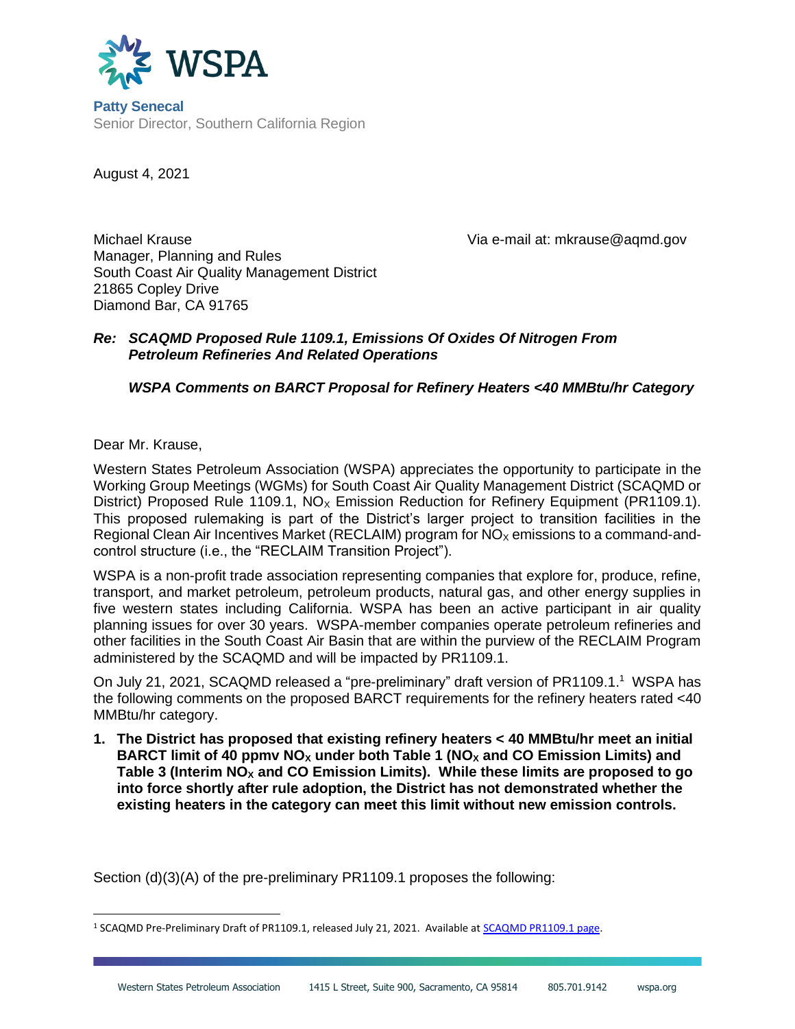WSPA

**Patty Senecal**
Senior Director, Southern California Region

August 4, 2021

Michael Krause
Manager, Planning and Rules
South Coast Air Quality Management District
21865 Copley Drive
Diamond Bar, CA 91765

Via e-mail at: mkrause@aqmd.gov

***Re: SCAQMD Proposed Rule 1109.1, Emissions Of Oxides Of Nitrogen From Petroleum Refineries And Related Operations***

***WSPA Comments on BARCT Proposal for Refinery Heaters <40 MMBtu/hr Category***

Dear Mr. Krause,

Western States Petroleum Association (WSPA) appreciates the opportunity to participate in the Working Group Meetings (WGMs) for South Coast Air Quality Management District (SCAQMD or District) Proposed Rule 1109.1, $NO_X$ Emission Reduction for Refinery Equipment (PR1109.1). This proposed rulemaking is part of the District's larger project to transition facilities in the Regional Clean Air Incentives Market (RECLAIM) program for $NO_X$ emissions to a command-and-control structure (i.e., the "RECLAIM Transition Project").

WSPA is a non-profit trade association representing companies that explore for, produce, refine, transport, and market petroleum, petroleum products, natural gas, and other energy supplies in five western states including California. WSPA has been an active participant in air quality planning issues for over 30 years. WSPA-member companies operate petroleum refineries and other facilities in the South Coast Air Basin that are within the purview of the RECLAIM Program administered by the SCAQMD and will be impacted by PR1109.1.

On July 21, 2021, SCAQMD released a "pre-preliminary" draft version of PR1109.1.[1] WSPA has the following comments on the proposed BARCT requirements for the refinery heaters rated <40 MMBtu/hr category.

1. **The District has proposed that existing refinery heaters < 40 MMBtu/hr meet an initial BARCT limit of 40 ppmv $NO_X$ under both Table 1 ($NO_X$ and CO Emission Limits) and Table 3 (Interim $NO_X$ and CO Emission Limits). While these limits are proposed to go into force shortly after rule adoption, the District has not demonstrated whether the existing heaters in the category can meet this limit without new emission controls.**

Section (d)(3)(A) of the pre-preliminary PR1109.1 proposes the following:

[1] SCAQMD Pre-Preliminary Draft of PR1109.1, released July 21, 2021. Available at SCAQMD PR1109.1 page.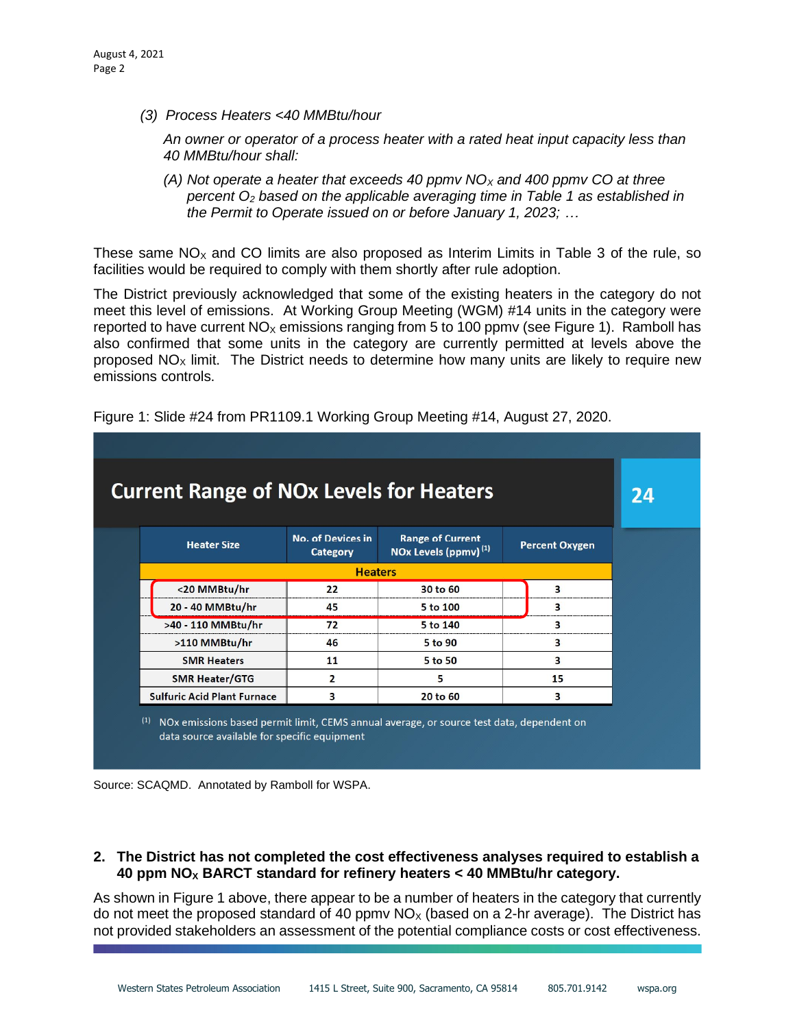*(3) Process Heaters <40 MMBtu/hour*

*An owner or operator of a process heater with a rated heat input capacity less than 40 MMBtu/hour shall:*

*(A) Not operate a heater that exceeds 40 ppmv $NO_X$ and 400 ppmv CO at three percent $O_2$ based on the applicable averaging time in Table 1 as established in the Permit to Operate issued on or before January 1, 2023; …*

These same $NO_X$ and CO limits are also proposed as Interim Limits in Table 3 of the rule, so facilities would be required to comply with them shortly after rule adoption.

The District previously acknowledged that some of the existing heaters in the category do not meet this level of emissions. At Working Group Meeting (WGM) #14 units in the category were reported to have current $NO_X$ emissions ranging from 5 to 100 ppmv (see Figure 1). Ramboll has also confirmed that some units in the category are currently permitted at levels above the proposed $NO_X$ limit. The District needs to determine how many units are likely to require new emissions controls.

Figure 1: Slide #24 from PR1109.1 Working Group Meeting #14, August 27, 2020.

**Current Range of NOx Levels for Heaters** (24)

| Heater Size | No. of Devices in Category | Range of Current NOx Levels (ppmv) [1] | Percent Oxygen |
|---|---|---|---|
| **Heaters** | | | |
| <20 MMBtu/hr | 22 | 30 to 60 | 3 |
| 20 - 40 MMBtu/hr | 45 | 5 to 100 | 3 |
| >40 - 110 MMBtu/hr | 72 | 5 to 140 | 3 |
| >110 MMBtu/hr | 46 | 5 to 90 | 3 |
| SMR Heaters | 11 | 5 to 50 | 3 |
| SMR Heater/GTG | 2 | 5 | 15 |
| Sulfuric Acid Plant Furnace | 3 | 20 to 60 | 3 |

[1] NOx emissions based permit limit, CEMS annual average, or source test data, dependent on data source available for specific equipment

Source: SCAQMD. Annotated by Ramboll for WSPA.

**2. The District has not completed the cost effectiveness analyses required to establish a 40 ppm $NO_X$ BARCT standard for refinery heaters < 40 MMBtu/hr category.**

As shown in Figure 1 above, there appear to be a number of heaters in the category that currently do not meet the proposed standard of 40 ppmv $NO_X$ (based on a 2-hr average). The District has not provided stakeholders an assessment of the potential compliance costs or cost effectiveness.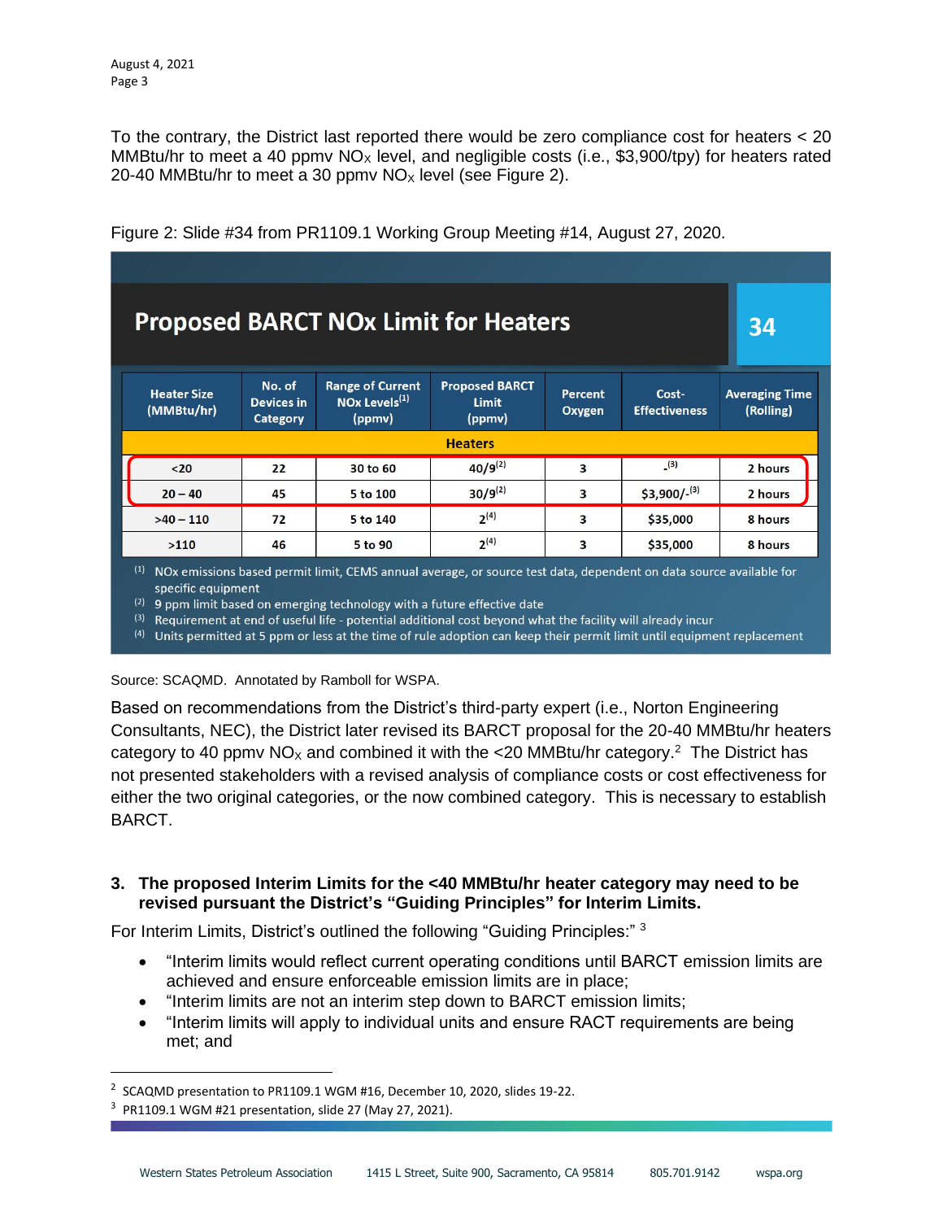To the contrary, the District last reported there would be zero compliance cost for heaters < 20 MMBtu/hr to meet a 40 ppmv $NO_X$ level, and negligible costs (i.e., $3,900/tpy) for heaters rated 20-40 MMBtu/hr to meet a 30 ppmv $NO_X$ level (see Figure 2).

Figure 2: Slide #34 from PR1109.1 Working Group Meeting #14, August 27, 2020.

**Proposed BARCT NOx Limit for Heaters** — 34

| Heater Size (MMBtu/hr) | No. of Devices in Category | Range of Current NOx Levels[1] (ppmv) | Proposed BARCT Limit (ppmv) | Percent Oxygen | Cost-Effectiveness | Averaging Time (Rolling) |
|---|---|---|---|---|---|---|
| **Heaters** | | | | | | |
| <20 | 22 | 30 to 60 | 40/9[2] | 3 | -[3] | 2 hours |
| 20 – 40 | 45 | 5 to 100 | 30/9[2] | 3 | $3,900/-[3] | 2 hours |
| >40 – 110 | 72 | 5 to 140 | 2[4] | 3 | $35,000 | 8 hours |
| >110 | 46 | 5 to 90 | 2[4] | 3 | $35,000 | 8 hours |

(1) NOx emissions based permit limit, CEMS annual average, or source test data, dependent on data source available for specific equipment
(2) 9 ppm limit based on emerging technology with a future effective date
(3) Requirement at end of useful life - potential additional cost beyond what the facility will already incur
(4) Units permitted at 5 ppm or less at the time of rule adoption can keep their permit limit until equipment replacement

Source: SCAQMD. Annotated by Ramboll for WSPA.

Based on recommendations from the District's third-party expert (i.e., Norton Engineering Consultants, NEC), the District later revised its BARCT proposal for the 20-40 MMBtu/hr heaters category to 40 ppmv $NO_X$ and combined it with the <20 MMBtu/hr category.[2] The District has not presented stakeholders with a revised analysis of compliance costs or cost effectiveness for either the two original categories, or the now combined category. This is necessary to establish BARCT.

### 3. The proposed Interim Limits for the <40 MMBtu/hr heater category may need to be revised pursuant the District's "Guiding Principles" for Interim Limits.

For Interim Limits, District's outlined the following "Guiding Principles:" [3]

- "Interim limits would reflect current operating conditions until BARCT emission limits are achieved and ensure enforceable emission limits are in place;
- "Interim limits are not an interim step down to BARCT emission limits;
- "Interim limits will apply to individual units and ensure RACT requirements are being met; and

[2] SCAQMD presentation to PR1109.1 WGM #16, December 10, 2020, slides 19-22.
[3] PR1109.1 WGM #21 presentation, slide 27 (May 27, 2021).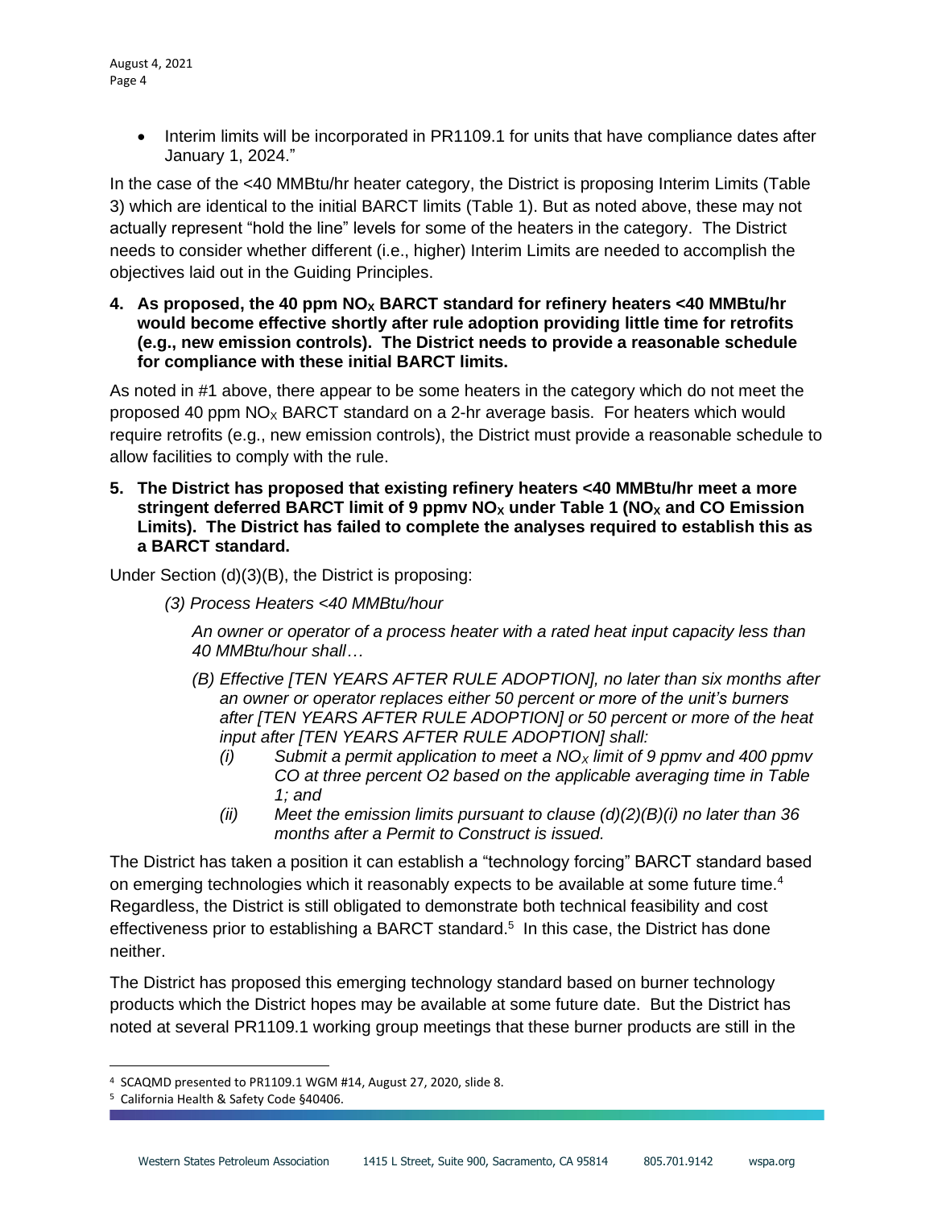- Interim limits will be incorporated in PR1109.1 for units that have compliance dates after January 1, 2024."

In the case of the <40 MMBtu/hr heater category, the District is proposing Interim Limits (Table 3) which are identical to the initial BARCT limits (Table 1). But as noted above, these may not actually represent "hold the line" levels for some of the heaters in the category. The District needs to consider whether different (i.e., higher) Interim Limits are needed to accomplish the objectives laid out in the Guiding Principles.

**4. As proposed, the 40 ppm $NO_X$ BARCT standard for refinery heaters <40 MMBtu/hr would become effective shortly after rule adoption providing little time for retrofits (e.g., new emission controls). The District needs to provide a reasonable schedule for compliance with these initial BARCT limits.**

As noted in #1 above, there appear to be some heaters in the category which do not meet the proposed 40 ppm $NO_X$ BARCT standard on a 2-hr average basis. For heaters which would require retrofits (e.g., new emission controls), the District must provide a reasonable schedule to allow facilities to comply with the rule.

**5. The District has proposed that existing refinery heaters <40 MMBtu/hr meet a more stringent deferred BARCT limit of 9 ppmv $NO_X$ under Table 1 ($NO_X$ and CO Emission Limits). The District has failed to complete the analyses required to establish this as a BARCT standard.**

Under Section (d)(3)(B), the District is proposing:

> *(3) Process Heaters <40 MMBtu/hour*
>
> *An owner or operator of a process heater with a rated heat input capacity less than 40 MMBtu/hour shall…*
>
> *(B) Effective [TEN YEARS AFTER RULE ADOPTION], no later than six months after an owner or operator replaces either 50 percent or more of the unit's burners after [TEN YEARS AFTER RULE ADOPTION] or 50 percent or more of the heat input after [TEN YEARS AFTER RULE ADOPTION] shall:*
>
> *(i) Submit a permit application to meet a $NO_X$ limit of 9 ppmv and 400 ppmv CO at three percent O2 based on the applicable averaging time in Table 1; and*
>
> *(ii) Meet the emission limits pursuant to clause (d)(2)(B)(i) no later than 36 months after a Permit to Construct is issued.*

The District has taken a position it can establish a "technology forcing" BARCT standard based on emerging technologies which it reasonably expects to be available at some future time.[4] Regardless, the District is still obligated to demonstrate both technical feasibility and cost effectiveness prior to establishing a BARCT standard.[5] In this case, the District has done neither.

The District has proposed this emerging technology standard based on burner technology products which the District hopes may be available at some future date. But the District has noted at several PR1109.1 working group meetings that these burner products are still in the

[4] SCAQMD presented to PR1109.1 WGM #14, August 27, 2020, slide 8.

[5] California Health & Safety Code §40406.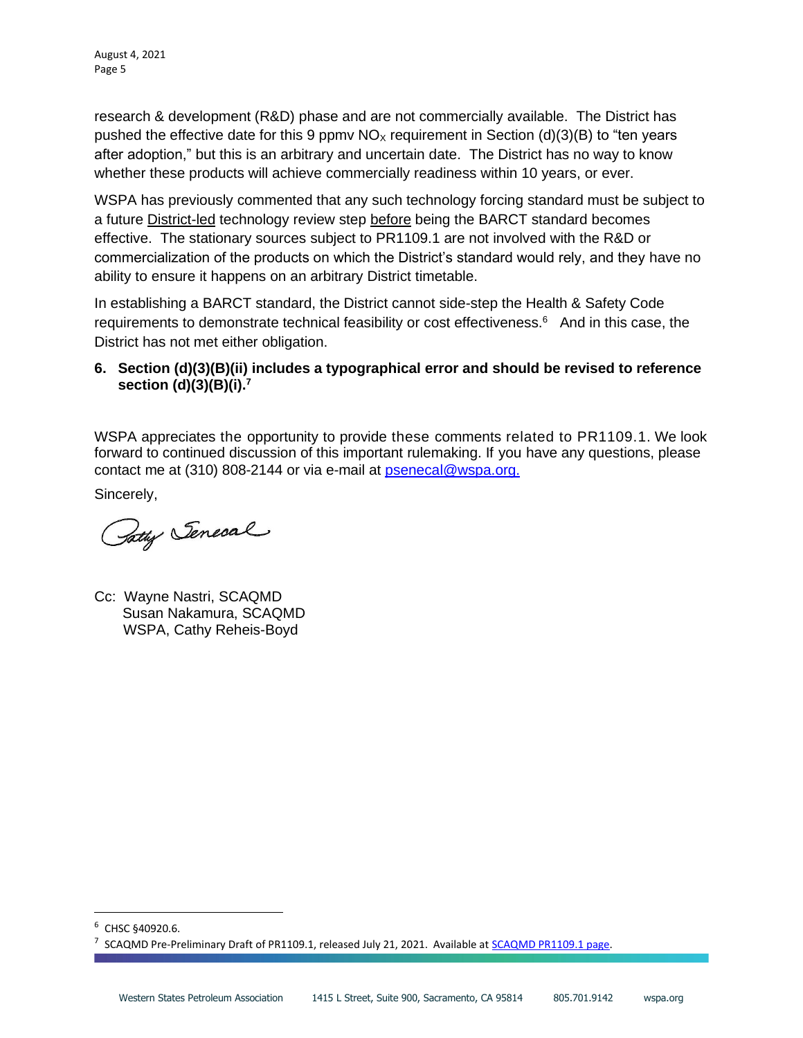research & development (R&D) phase and are not commercially available. The District has pushed the effective date for this 9 ppmv $NO_X$ requirement in Section (d)(3)(B) to "ten years after adoption," but this is an arbitrary and uncertain date. The District has no way to know whether these products will achieve commercially readiness within 10 years, or ever.

WSPA has previously commented that any such technology forcing standard must be subject to a future District-led technology review step before being the BARCT standard becomes effective. The stationary sources subject to PR1109.1 are not involved with the R&D or commercialization of the products on which the District's standard would rely, and they have no ability to ensure it happens on an arbitrary District timetable.

In establishing a BARCT standard, the District cannot side-step the Health & Safety Code requirements to demonstrate technical feasibility or cost effectiveness.[6] And in this case, the District has not met either obligation.

**6. Section (d)(3)(B)(ii) includes a typographical error and should be revised to reference section (d)(3)(B)(i).[7]**

WSPA appreciates the opportunity to provide these comments related to PR1109.1. We look forward to continued discussion of this important rulemaking. If you have any questions, please contact me at (310) 808-2144 or via e-mail at psenecal@wspa.org.

Sincerely,

Patty Senecal

Cc: Wayne Nastri, SCAQMD
Susan Nakamura, SCAQMD
WSPA, Cathy Reheis-Boyd

---

[6] CHSC §40920.6.

[7] SCAQMD Pre-Preliminary Draft of PR1109.1, released July 21, 2021. Available at SCAQMD PR1109.1 page.

Western States Petroleum Association 1415 L Street, Suite 900, Sacramento, CA 95814 805.701.9142 wspa.org